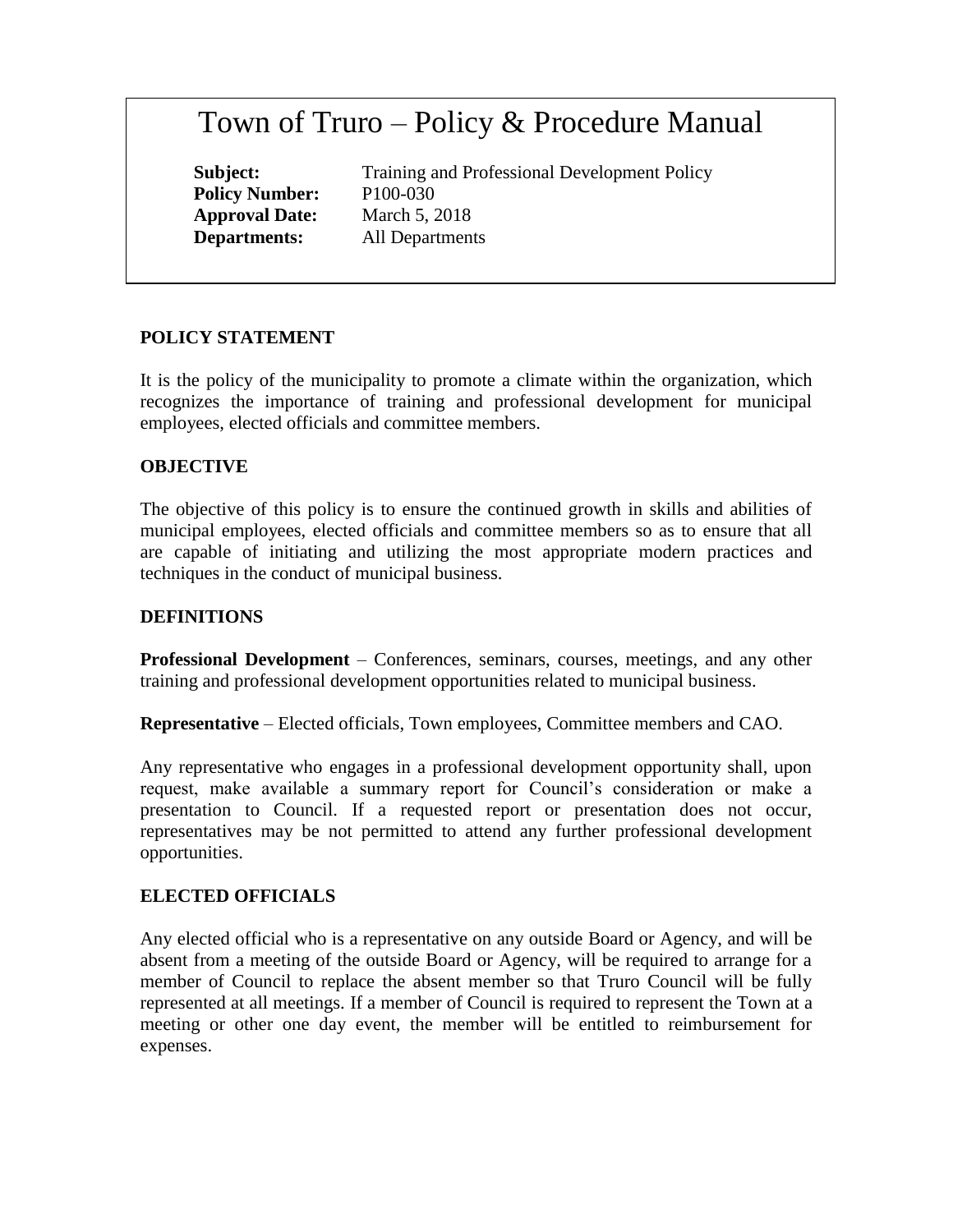# Town of Truro – Policy & Procedure Manual

**Subject:** Training and Professional Development Policy
**Policy Number:** P100-030
**Approval Date:** March 5, 2018
**Departments:** All Departments

## POLICY STATEMENT

It is the policy of the municipality to promote a climate within the organization, which recognizes the importance of training and professional development for municipal employees, elected officials and committee members.

## OBJECTIVE

The objective of this policy is to ensure the continued growth in skills and abilities of municipal employees, elected officials and committee members so as to ensure that all are capable of initiating and utilizing the most appropriate modern practices and techniques in the conduct of municipal business.

## DEFINITIONS

**Professional Development** – Conferences, seminars, courses, meetings, and any other training and professional development opportunities related to municipal business.

**Representative** – Elected officials, Town employees, Committee members and CAO.

Any representative who engages in a professional development opportunity shall, upon request, make available a summary report for Council's consideration or make a presentation to Council. If a requested report or presentation does not occur, representatives may be not permitted to attend any further professional development opportunities.

## ELECTED OFFICIALS

Any elected official who is a representative on any outside Board or Agency, and will be absent from a meeting of the outside Board or Agency, will be required to arrange for a member of Council to replace the absent member so that Truro Council will be fully represented at all meetings. If a member of Council is required to represent the Town at a meeting or other one day event, the member will be entitled to reimbursement for expenses.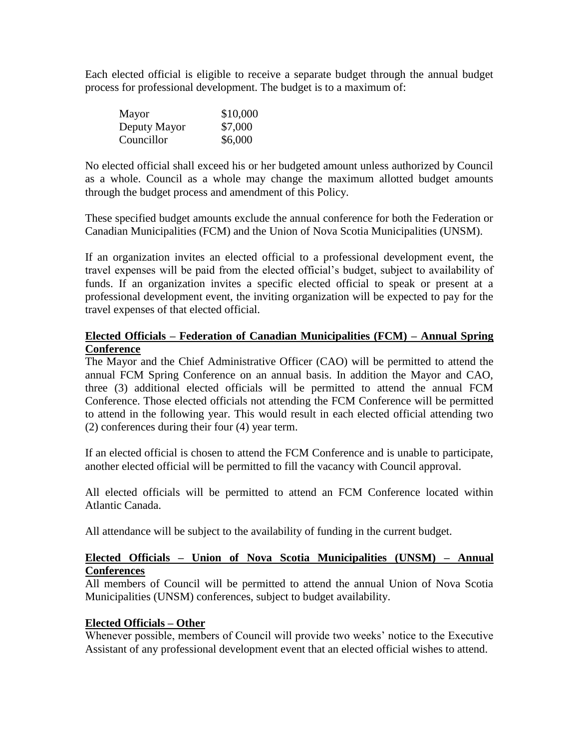Each elected official is eligible to receive a separate budget through the annual budget process for professional development. The budget is to a maximum of:

| | |
|---|---|
| Mayor | $10,000 |
| Deputy Mayor | $7,000 |
| Councillor | $6,000 |

No elected official shall exceed his or her budgeted amount unless authorized by Council as a whole. Council as a whole may change the maximum allotted budget amounts through the budget process and amendment of this Policy.

These specified budget amounts exclude the annual conference for both the Federation or Canadian Municipalities (FCM) and the Union of Nova Scotia Municipalities (UNSM).

If an organization invites an elected official to a professional development event, the travel expenses will be paid from the elected official's budget, subject to availability of funds. If an organization invites a specific elected official to speak or present at a professional development event, the inviting organization will be expected to pay for the travel expenses of that elected official.

**Elected Officials – Federation of Canadian Municipalities (FCM) – Annual Spring Conference**

The Mayor and the Chief Administrative Officer (CAO) will be permitted to attend the annual FCM Spring Conference on an annual basis. In addition the Mayor and CAO, three (3) additional elected officials will be permitted to attend the annual FCM Conference. Those elected officials not attending the FCM Conference will be permitted to attend in the following year. This would result in each elected official attending two (2) conferences during their four (4) year term.

If an elected official is chosen to attend the FCM Conference and is unable to participate, another elected official will be permitted to fill the vacancy with Council approval.

All elected officials will be permitted to attend an FCM Conference located within Atlantic Canada.

All attendance will be subject to the availability of funding in the current budget.

**Elected Officials – Union of Nova Scotia Municipalities (UNSM) – Annual Conferences**

All members of Council will be permitted to attend the annual Union of Nova Scotia Municipalities (UNSM) conferences, subject to budget availability.

**Elected Officials – Other**

Whenever possible, members of Council will provide two weeks' notice to the Executive Assistant of any professional development event that an elected official wishes to attend.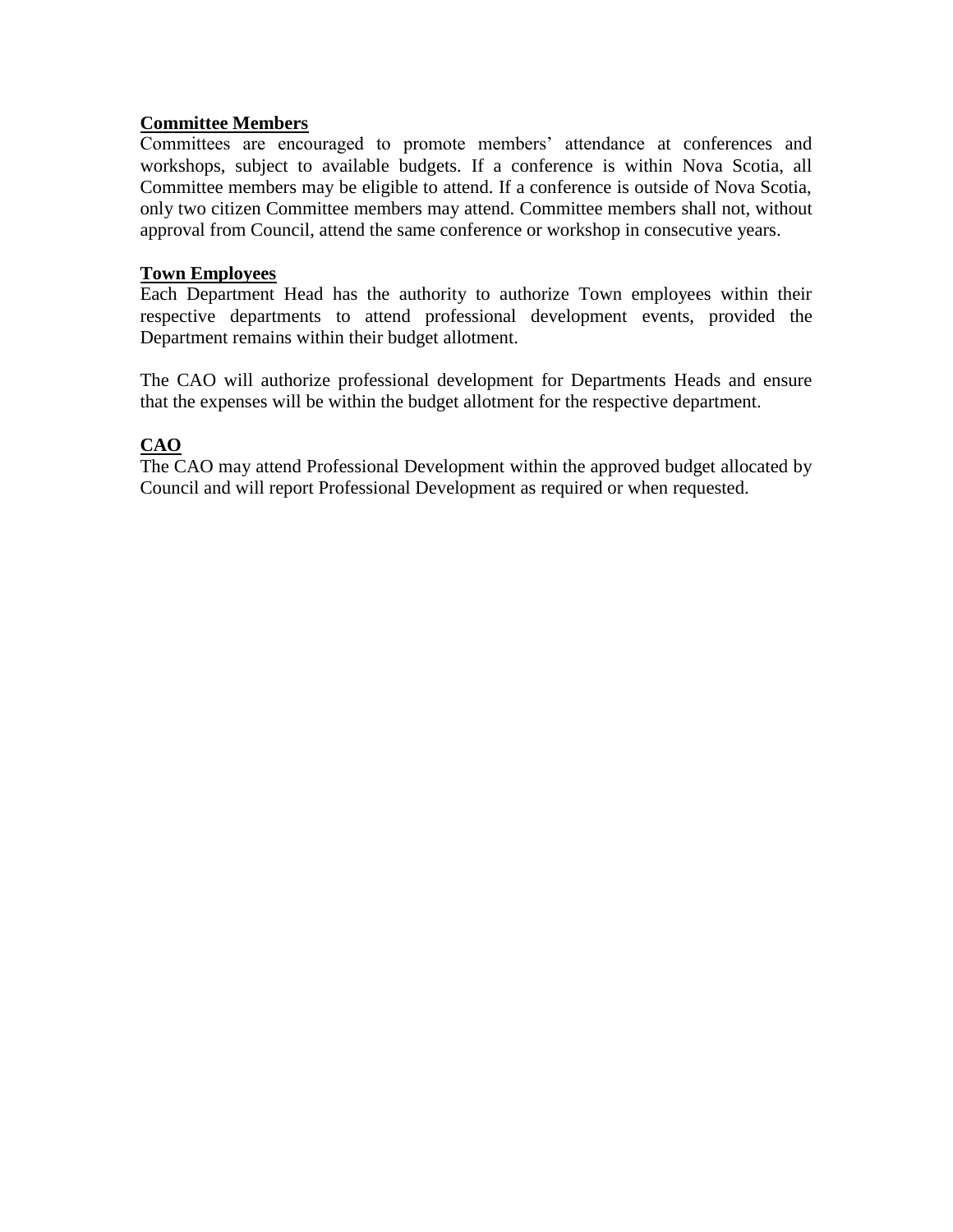**Committee Members**

Committees are encouraged to promote members' attendance at conferences and workshops, subject to available budgets. If a conference is within Nova Scotia, all Committee members may be eligible to attend. If a conference is outside of Nova Scotia, only two citizen Committee members may attend. Committee members shall not, without approval from Council, attend the same conference or workshop in consecutive years.

**Town Employees**

Each Department Head has the authority to authorize Town employees within their respective departments to attend professional development events, provided the Department remains within their budget allotment.

The CAO will authorize professional development for Departments Heads and ensure that the expenses will be within the budget allotment for the respective department.

**CAO**

The CAO may attend Professional Development within the approved budget allocated by Council and will report Professional Development as required or when requested.